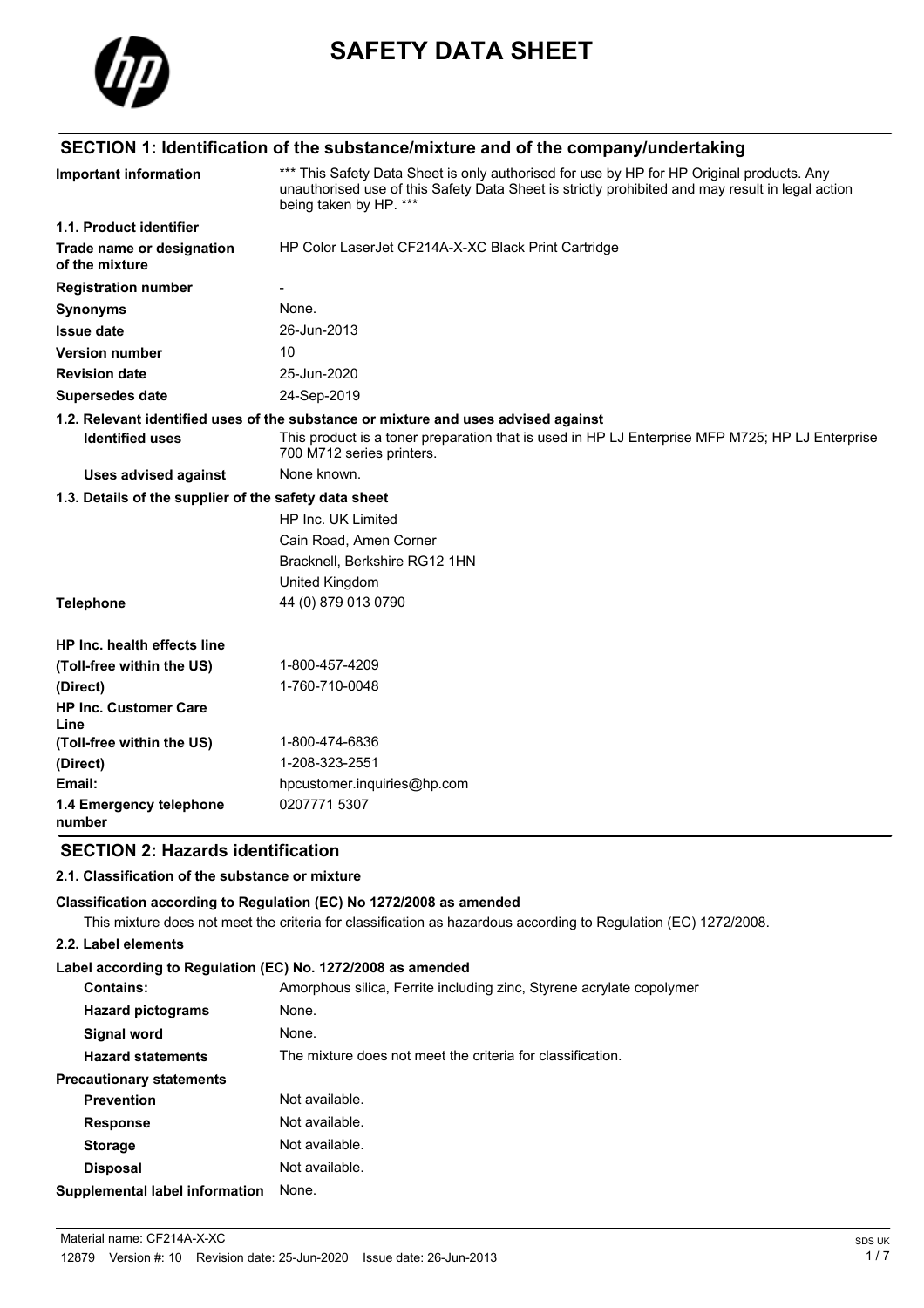# SAFETY DATA SHEET

## SECTION 1: Identification of the substance/mixture and of the company/undertaking

| | |
|---|---|
| **Important information** | *** This Safety Data Sheet is only authorised for use by HP for HP Original products. Any unauthorised use of this Safety Data Sheet is strictly prohibited and may result in legal action being taken by HP. *** |
| **1.1. Product identifier** | |
| **Trade name or designation of the mixture** | HP Color LaserJet CF214A-X-XC Black Print Cartridge |
| **Registration number** | - |
| **Synonyms** | None. |
| **Issue date** | 26-Jun-2013 |
| **Version number** | 10 |
| **Revision date** | 25-Jun-2020 |
| **Supersedes date** | 24-Sep-2019 |

**1.2. Relevant identified uses of the substance or mixture and uses advised against**

| | |
|---|---|
| **Identified uses** | This product is a toner preparation that is used in HP LJ Enterprise MFP M725; HP LJ Enterprise 700 M712 series printers. |
| **Uses advised against** | None known. |

**1.3. Details of the supplier of the safety data sheet**

HP Inc. UK Limited
Cain Road, Amen Corner
Bracknell, Berkshire RG12 1HN
United Kingdom

| | |
|---|---|
| **Telephone** | 44 (0) 879 013 0790 |
| **HP Inc. health effects line** | |
| **(Toll-free within the US)** | 1-800-457-4209 |
| **(Direct)** | 1-760-710-0048 |
| **HP Inc. Customer Care Line** | |
| **(Toll-free within the US)** | 1-800-474-6836 |
| **(Direct)** | 1-208-323-2551 |
| **Email:** | hpcustomer.inquiries@hp.com |
| **1.4 Emergency telephone number** | 0207771 5307 |

## SECTION 2: Hazards identification

**2.1. Classification of the substance or mixture**

**Classification according to Regulation (EC) No 1272/2008 as amended**

This mixture does not meet the criteria for classification as hazardous according to Regulation (EC) 1272/2008.

**2.2. Label elements**

**Label according to Regulation (EC) No. 1272/2008 as amended**

| | |
|---|---|
| **Contains:** | Amorphous silica, Ferrite including zinc, Styrene acrylate copolymer |
| **Hazard pictograms** | None. |
| **Signal word** | None. |
| **Hazard statements** | The mixture does not meet the criteria for classification. |
| **Precautionary statements** | |
| **Prevention** | Not available. |
| **Response** | Not available. |
| **Storage** | Not available. |
| **Disposal** | Not available. |
| **Supplemental label information** | None. |

Material name: CF214A-X-XC
12879 Version #: 10 Revision date: 25-Jun-2020 Issue date: 26-Jun-2013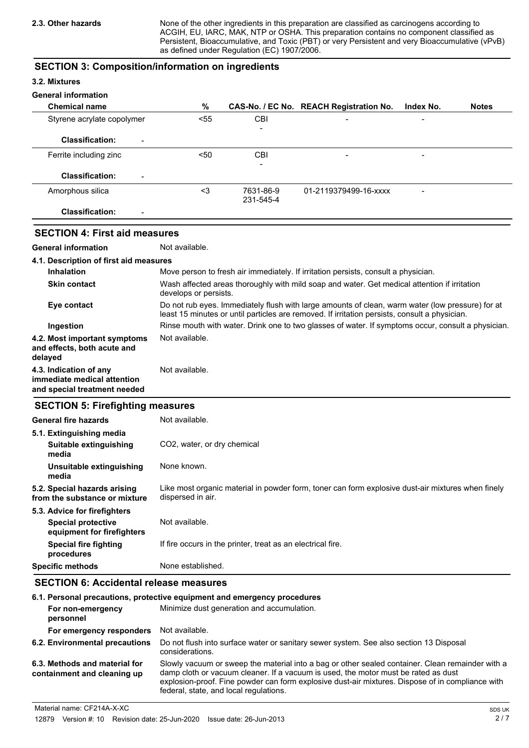| **2.3. Other hazards** | None of the other ingredients in this preparation are classified as carcinogens according to ACGIH, EU, IARC, MAK, NTP or OSHA. This preparation contains no component classified as Persistent, Bioaccumulative, and Toxic (PBT) or very Persistent and very Bioaccumulative (vPvB) as defined under Regulation (EC) 1907/2006. |
|---|---|

## SECTION 3: Composition/information on ingredients

### 3.2. Mixtures

**General information**

| Chemical name | % | CAS-No. / EC No. | REACH Registration No. | Index No. | Notes |
|---|---|---|---|---|---|
| Styrene acrylate copolymer | <55 | CBI<br>- | - | - | |
| **Classification:** - | | | | | |
| Ferrite including zinc | <50 | CBI<br>- | - | - | |
| **Classification:** - | | | | | |
| Amorphous silica | <3 | 7631-86-9<br>231-545-4 | 01-2119379499-16-xxxx | - | |
| **Classification:** - | | | | | |

## SECTION 4: First aid measures

| | |
|---|---|
| **General information** | Not available. |
| **4.1. Description of first aid measures** | |
| **Inhalation** | Move person to fresh air immediately. If irritation persists, consult a physician. |
| **Skin contact** | Wash affected areas thoroughly with mild soap and water. Get medical attention if irritation develops or persists. |
| **Eye contact** | Do not rub eyes. Immediately flush with large amounts of clean, warm water (low pressure) for at least 15 minutes or until particles are removed. If irritation persists, consult a physician. |
| **Ingestion** | Rinse mouth with water. Drink one to two glasses of water. If symptoms occur, consult a physician. |
| **4.2. Most important symptoms and effects, both acute and delayed** | Not available. |
| **4.3. Indication of any immediate medical attention and special treatment needed** | Not available. |

## SECTION 5: Firefighting measures

| | |
|---|---|
| **General fire hazards** | Not available. |
| **5.1. Extinguishing media** | |
| **Suitable extinguishing media** | $CO_2$, water, or dry chemical |
| **Unsuitable extinguishing media** | None known. |
| **5.2. Special hazards arising from the substance or mixture** | Like most organic material in powder form, toner can form explosive dust-air mixtures when finely dispersed in air. |
| **5.3. Advice for firefighters** | |
| **Special protective equipment for firefighters** | Not available. |
| **Special fire fighting procedures** | If fire occurs in the printer, treat as an electrical fire. |
| **Specific methods** | None established. |

## SECTION 6: Accidental release measures

| | |
|---|---|
| **6.1. Personal precautions, protective equipment and emergency procedures** | |
| **For non-emergency personnel** | Minimize dust generation and accumulation. |
| **For emergency responders** | Not available. |
| **6.2. Environmental precautions** | Do not flush into surface water or sanitary sewer system. See also section 13 Disposal considerations. |
| **6.3. Methods and material for containment and cleaning up** | Slowly vacuum or sweep the material into a bag or other sealed container. Clean remainder with a damp cloth or vacuum cleaner. If a vacuum is used, the motor must be rated as dust explosion-proof. Fine powder can form explosive dust-air mixtures. Dispose of in compliance with federal, state, and local regulations. |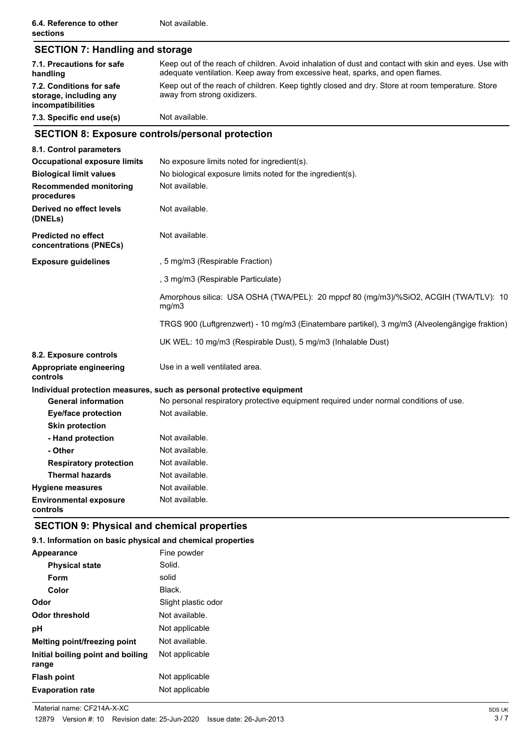| | |
|---|---|
| **6.4. Reference to other sections** | Not available. |

## SECTION 7: Handling and storage

| | |
|---|---|
| **7.1. Precautions for safe handling** | Keep out of the reach of children. Avoid inhalation of dust and contact with skin and eyes. Use with adequate ventilation. Keep away from excessive heat, sparks, and open flames. |
| **7.2. Conditions for safe storage, including any incompatibilities** | Keep out of the reach of children. Keep tightly closed and dry. Store at room temperature. Store away from strong oxidizers. |
| **7.3. Specific end use(s)** | Not available. |

## SECTION 8: Exposure controls/personal protection

| | |
|---|---|
| **8.1. Control parameters** | |
| **Occupational exposure limits** | No exposure limits noted for ingredient(s). |
| **Biological limit values** | No biological exposure limits noted for the ingredient(s). |
| **Recommended monitoring procedures** | Not available. |
| **Derived no effect levels (DNELs)** | Not available. |
| **Predicted no effect concentrations (PNECs)** | Not available. |
| **Exposure guidelines** | , 5 mg/m3 (Respirable Fraction) |
| | , 3 mg/m3 (Respirable Particulate) |
| | Amorphous silica: USA OSHA (TWA/PEL): 20 mppcf 80 (mg/m3)/%SiO2, ACGIH (TWA/TLV): 10 mg/m3 |
| | TRGS 900 (Luftgrenzwert) - 10 mg/m3 (Einatembare partikel), 3 mg/m3 (Alveolengängige fraktion) |
| | UK WEL: 10 mg/m3 (Respirable Dust), 5 mg/m3 (Inhalable Dust) |
| **8.2. Exposure controls** | |
| **Appropriate engineering controls** | Use in a well ventilated area. |
| **Individual protection measures, such as personal protective equipment** | |
| **General information** | No personal respiratory protective equipment required under normal conditions of use. |
| **Eye/face protection** | Not available. |
| **Skin protection** | |
| **- Hand protection** | Not available. |
| **- Other** | Not available. |
| **Respiratory protection** | Not available. |
| **Thermal hazards** | Not available. |
| **Hygiene measures** | Not available. |
| **Environmental exposure controls** | Not available. |

## SECTION 9: Physical and chemical properties

### 9.1. Information on basic physical and chemical properties

| | |
|---|---|
| **Appearance** | Fine powder |
| **Physical state** | Solid. |
| **Form** | solid |
| **Color** | Black. |
| **Odor** | Slight plastic odor |
| **Odor threshold** | Not available. |
| **pH** | Not applicable |
| **Melting point/freezing point** | Not available. |
| **Initial boiling point and boiling range** | Not applicable |
| **Flash point** | Not applicable |
| **Evaporation rate** | Not applicable |

Material name: CF214A-X-XC

12879 Version #: 10 Revision date: 25-Jun-2020 Issue date: 26-Jun-2013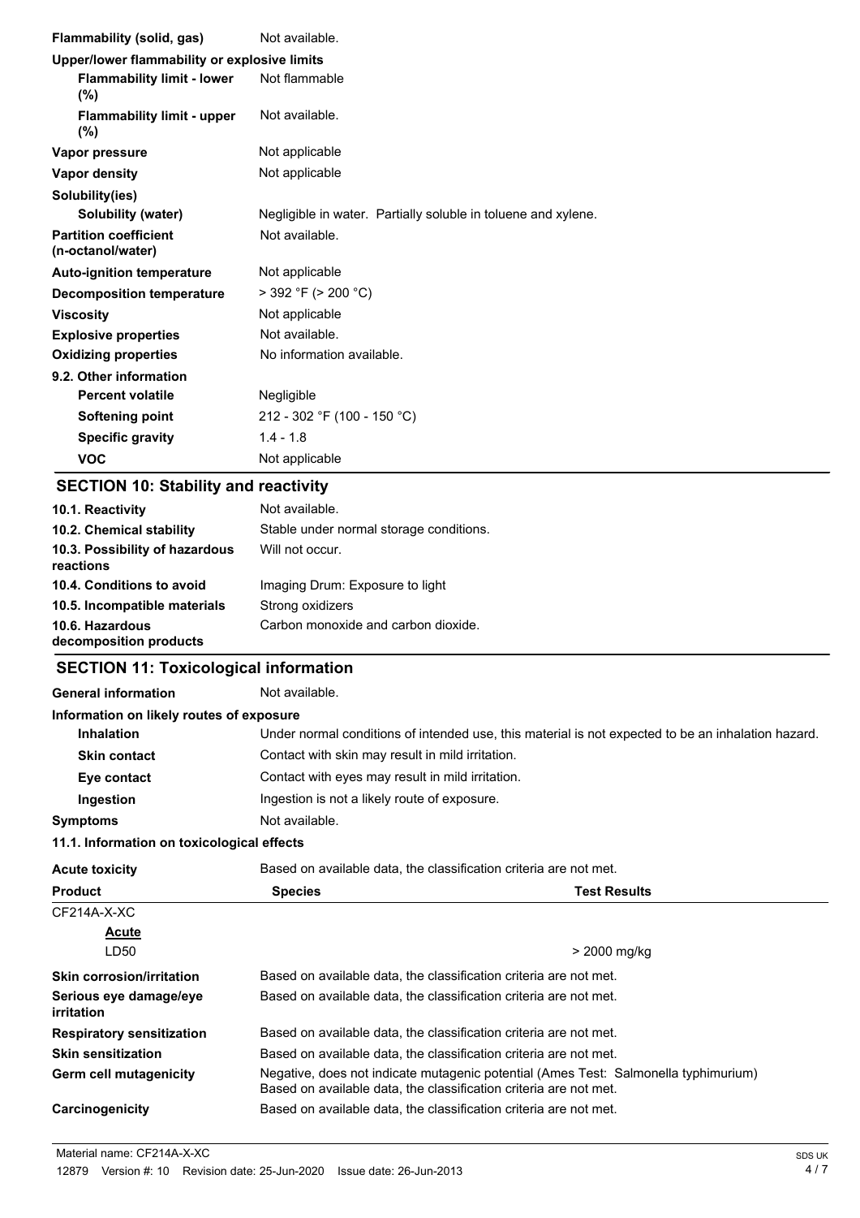| | |
|---|---|
| **Flammability (solid, gas)** | Not available. |
| **Upper/lower flammability or explosive limits** | |
| **Flammability limit - lower (%)** | Not flammable |
| **Flammability limit - upper (%)** | Not available. |
| **Vapor pressure** | Not applicable |
| **Vapor density** | Not applicable |
| **Solubility(ies)** | |
| **Solubility (water)** | Negligible in water. Partially soluble in toluene and xylene. |
| **Partition coefficient (n-octanol/water)** | Not available. |
| **Auto-ignition temperature** | Not applicable |
| **Decomposition temperature** | > 392 °F (> 200 °C) |
| **Viscosity** | Not applicable |
| **Explosive properties** | Not available. |
| **Oxidizing properties** | No information available. |
| **9.2. Other information** | |
| **Percent volatile** | Negligible |
| **Softening point** | 212 - 302 °F (100 - 150 °C) |
| **Specific gravity** | 1.4 - 1.8 |
| **VOC** | Not applicable |

## SECTION 10: Stability and reactivity

| | |
|---|---|
| **10.1. Reactivity** | Not available. |
| **10.2. Chemical stability** | Stable under normal storage conditions. |
| **10.3. Possibility of hazardous reactions** | Will not occur. |
| **10.4. Conditions to avoid** | Imaging Drum: Exposure to light |
| **10.5. Incompatible materials** | Strong oxidizers |
| **10.6. Hazardous decomposition products** | Carbon monoxide and carbon dioxide. |

## SECTION 11: Toxicological information

| | |
|---|---|
| **General information** | Not available. |
| **Information on likely routes of exposure** | |
| **Inhalation** | Under normal conditions of intended use, this material is not expected to be an inhalation hazard. |
| **Skin contact** | Contact with skin may result in mild irritation. |
| **Eye contact** | Contact with eyes may result in mild irritation. |
| **Ingestion** | Ingestion is not a likely route of exposure. |
| **Symptoms** | Not available. |

**11.1. Information on toxicological effects**

**Acute toxicity** Based on available data, the classification criteria are not met.

| Product | Species | Test Results |
|---|---|---|
| CF214A-X-XC | | |
| Acute | | |
| LD50 | | > 2000 mg/kg |

| | |
|---|---|
| **Skin corrosion/irritation** | Based on available data, the classification criteria are not met. |
| **Serious eye damage/eye irritation** | Based on available data, the classification criteria are not met. |
| **Respiratory sensitization** | Based on available data, the classification criteria are not met. |
| **Skin sensitization** | Based on available data, the classification criteria are not met. |
| **Germ cell mutagenicity** | Negative, does not indicate mutagenic potential (Ames Test: Salmonella typhimurium) Based on available data, the classification criteria are not met. |
| **Carcinogenicity** | Based on available data, the classification criteria are not met. |

Material name: CF214A-X-XC

12879 Version #: 10 Revision date: 25-Jun-2020 Issue date: 26-Jun-2013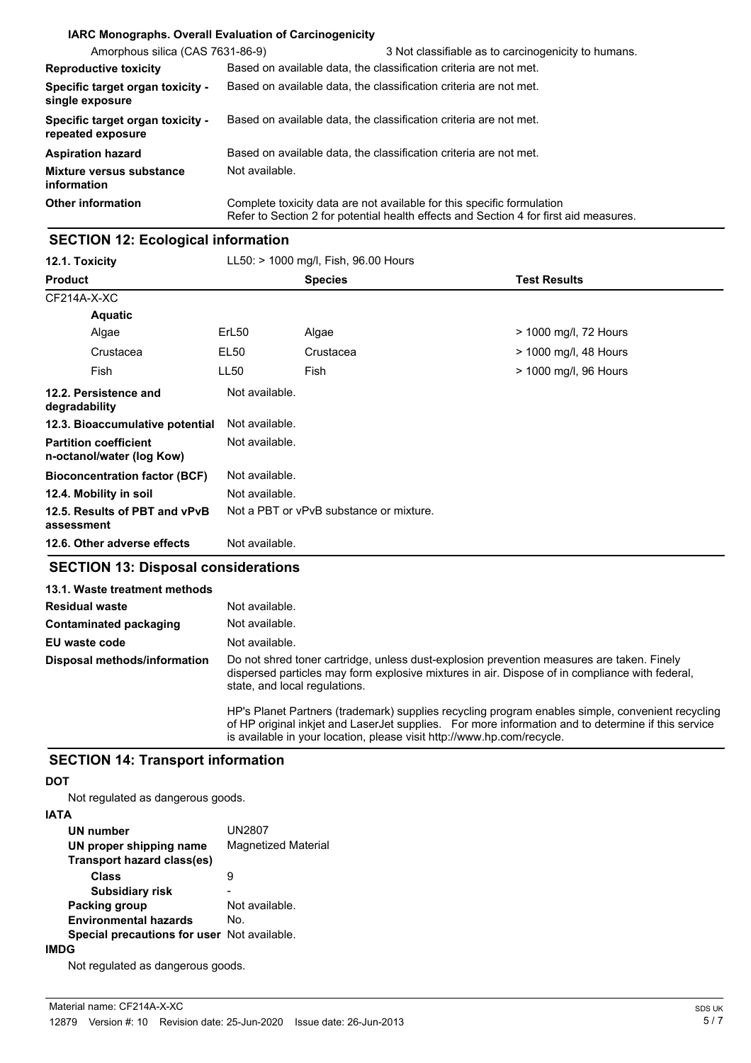**IARC Monographs. Overall Evaluation of Carcinogenicity**

| | |
|---|---|
| Amorphous silica (CAS 7631-86-9) | 3 Not classifiable as to carcinogenicity to humans. |
| **Reproductive toxicity** | Based on available data, the classification criteria are not met. |
| **Specific target organ toxicity - single exposure** | Based on available data, the classification criteria are not met. |
| **Specific target organ toxicity - repeated exposure** | Based on available data, the classification criteria are not met. |
| **Aspiration hazard** | Based on available data, the classification criteria are not met. |
| **Mixture versus substance information** | Not available. |
| **Other information** | Complete toxicity data are not available for this specific formulation<br>Refer to Section 2 for potential health effects and Section 4 for first aid measures. |

## SECTION 12: Ecological information

**12.1. Toxicity** LL50: > 1000 mg/l, Fish, 96.00 Hours

| Product | | Species | Test Results |
|---|---|---|---|
| CF214A-X-XC | | | |
| **Aquatic** | | | |
| Algae | ErL50 | Algae | > 1000 mg/l, 72 Hours |
| Crustacea | EL50 | Crustacea | > 1000 mg/l, 48 Hours |
| Fish | LL50 | Fish | > 1000 mg/l, 96 Hours |

| | |
|---|---|
| **12.2. Persistence and degradability** | Not available. |
| **12.3. Bioaccumulative potential** | Not available. |
| **Partition coefficient n-octanol/water (log Kow)** | Not available. |
| **Bioconcentration factor (BCF)** | Not available. |
| **12.4. Mobility in soil** | Not available. |
| **12.5. Results of PBT and vPvB assessment** | Not a PBT or vPvB substance or mixture. |
| **12.6. Other adverse effects** | Not available. |

## SECTION 13: Disposal considerations

**13.1. Waste treatment methods**

| | |
|---|---|
| **Residual waste** | Not available. |
| **Contaminated packaging** | Not available. |
| **EU waste code** | Not available. |
| **Disposal methods/information** | Do not shred toner cartridge, unless dust-explosion prevention measures are taken. Finely dispersed particles may form explosive mixtures in air. Dispose of in compliance with federal, state, and local regulations.<br><br>HP's Planet Partners (trademark) supplies recycling program enables simple, convenient recycling of HP original inkjet and LaserJet supplies. For more information and to determine if this service is available in your location, please visit http://www.hp.com/recycle. |

## SECTION 14: Transport information

**DOT**

Not regulated as dangerous goods.

**IATA**

| | |
|---|---|
| **UN number** | UN2807 |
| **UN proper shipping name** | Magnetized Material |
| **Transport hazard class(es)** | |
| **Class** | 9 |
| **Subsidiary risk** | - |
| **Packing group** | Not available. |
| **Environmental hazards** | No. |
| **Special precautions for user** | Not available. |

**IMDG**

Not regulated as dangerous goods.

Material name: CF214A-X-XC

12879 Version #: 10 Revision date: 25-Jun-2020 Issue date: 26-Jun-2013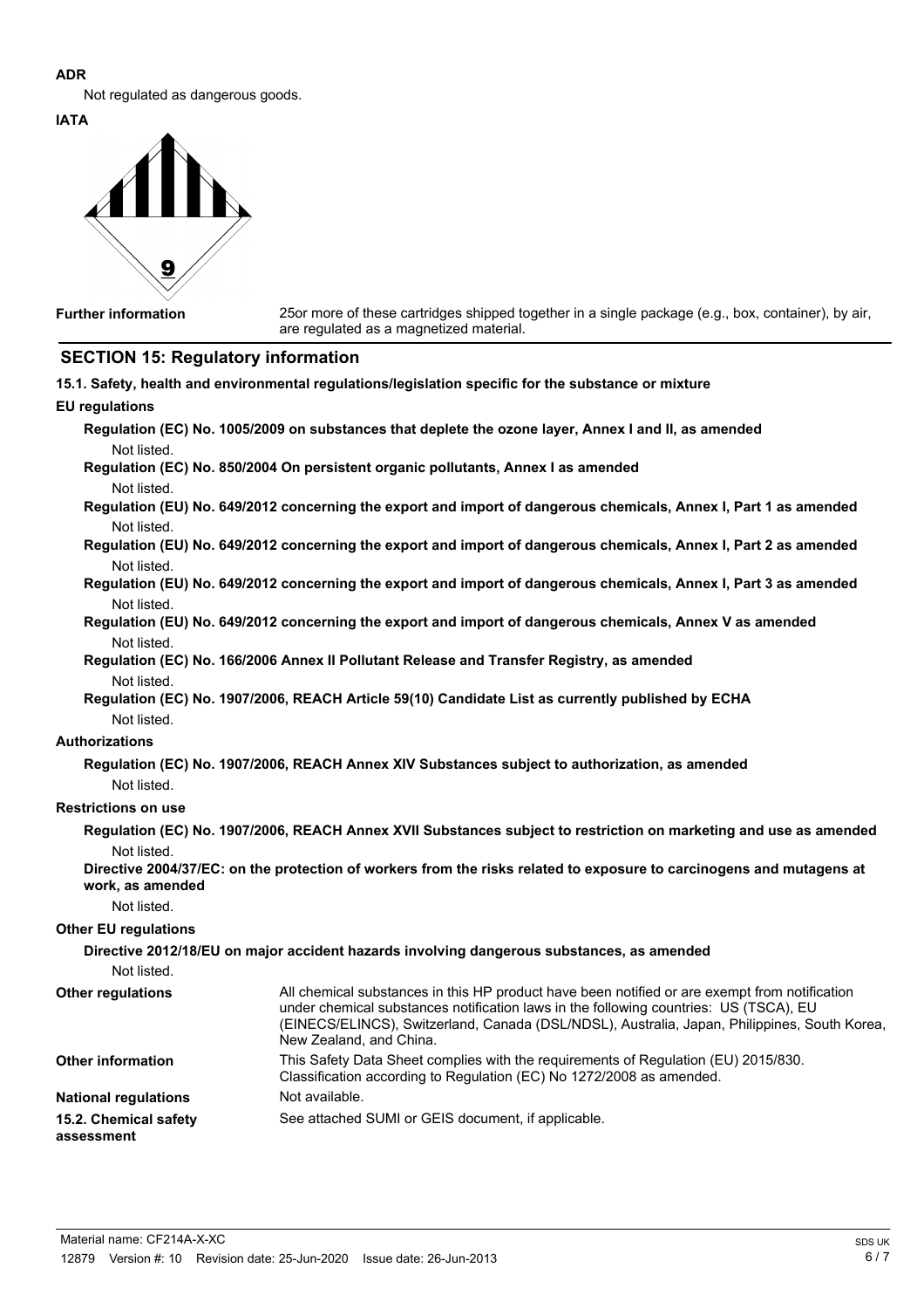**ADR**

Not regulated as dangerous goods.

**IATA**

**Further information** 25or more of these cartridges shipped together in a single package (e.g., box, container), by air, are regulated as a magnetized material.

## SECTION 15: Regulatory information

**15.1. Safety, health and environmental regulations/legislation specific for the substance or mixture**

**EU regulations**

**Regulation (EC) No. 1005/2009 on substances that deplete the ozone layer, Annex I and II, as amended**

Not listed.

**Regulation (EC) No. 850/2004 On persistent organic pollutants, Annex I as amended**

Not listed.

**Regulation (EU) No. 649/2012 concerning the export and import of dangerous chemicals, Annex I, Part 1 as amended**

Not listed.

**Regulation (EU) No. 649/2012 concerning the export and import of dangerous chemicals, Annex I, Part 2 as amended**

Not listed.

**Regulation (EU) No. 649/2012 concerning the export and import of dangerous chemicals, Annex I, Part 3 as amended**

Not listed.

**Regulation (EU) No. 649/2012 concerning the export and import of dangerous chemicals, Annex V as amended**

Not listed.

**Regulation (EC) No. 166/2006 Annex II Pollutant Release and Transfer Registry, as amended**

Not listed.

**Regulation (EC) No. 1907/2006, REACH Article 59(10) Candidate List as currently published by ECHA**

Not listed.

**Authorizations**

**Regulation (EC) No. 1907/2006, REACH Annex XIV Substances subject to authorization, as amended**

Not listed.

**Restrictions on use**

**Regulation (EC) No. 1907/2006, REACH Annex XVII Substances subject to restriction on marketing and use as amended**

Not listed.

**Directive 2004/37/EC: on the protection of workers from the risks related to exposure to carcinogens and mutagens at work, as amended**

Not listed.

**Other EU regulations**

**Directive 2012/18/EU on major accident hazards involving dangerous substances, as amended**

Not listed.

**Other regulations** All chemical substances in this HP product have been notified or are exempt from notification under chemical substances notification laws in the following countries: US (TSCA), EU (EINECS/ELINCS), Switzerland, Canada (DSL/NDSL), Australia, Japan, Philippines, South Korea, New Zealand, and China.

**Other information** This Safety Data Sheet complies with the requirements of Regulation (EU) 2015/830. Classification according to Regulation (EC) No 1272/2008 as amended.

**National regulations** Not available.

**15.2. Chemical safety assessment** See attached SUMI or GEIS document, if applicable.

Material name: CF214A-X-XC

12879 Version #: 10 Revision date: 25-Jun-2020 Issue date: 26-Jun-2013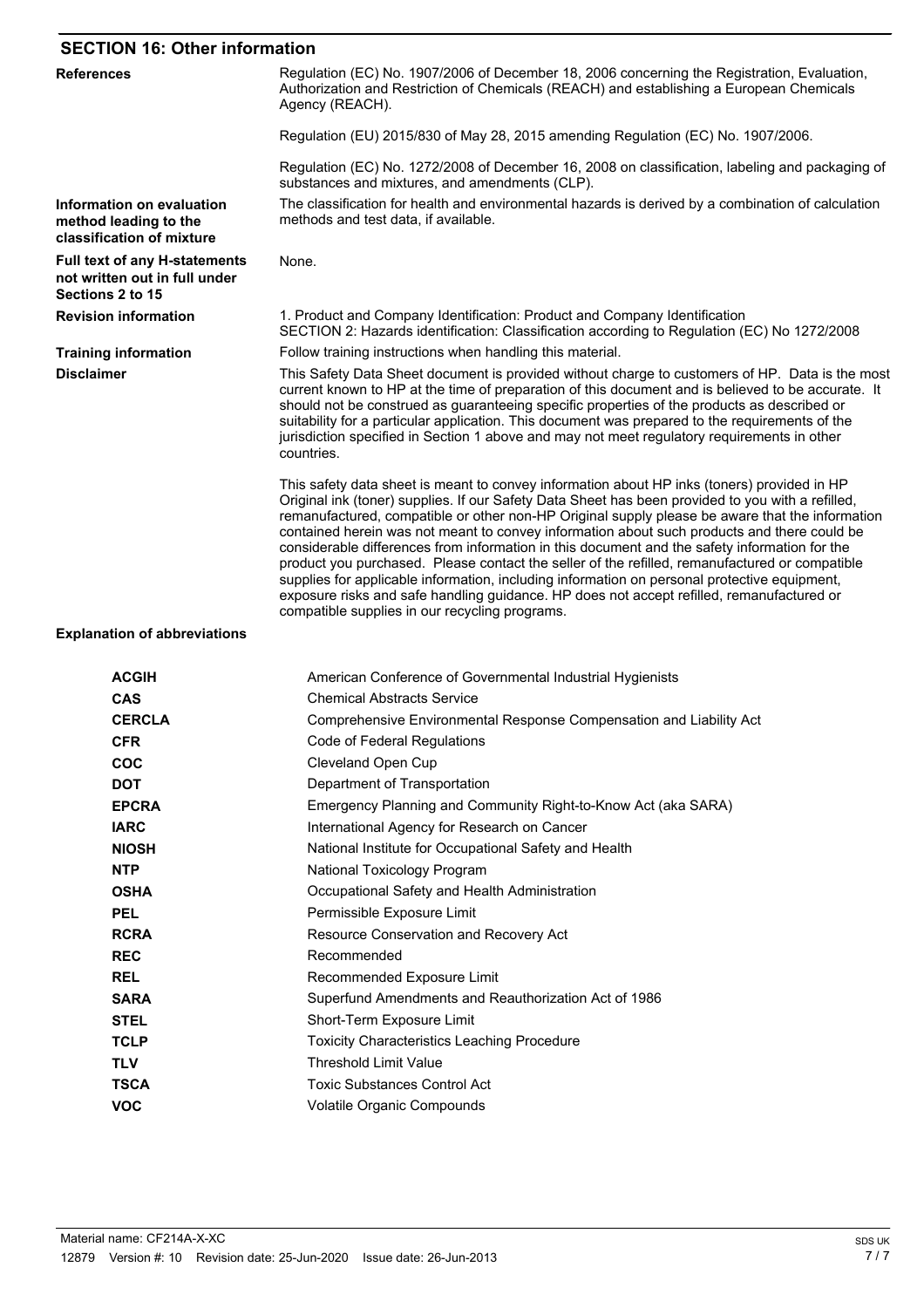## SECTION 16: Other information

**References**

Regulation (EC) No. 1907/2006 of December 18, 2006 concerning the Registration, Evaluation, Authorization and Restriction of Chemicals (REACH) and establishing a European Chemicals Agency (REACH).

Regulation (EU) 2015/830 of May 28, 2015 amending Regulation (EC) No. 1907/2006.

Regulation (EC) No. 1272/2008 of December 16, 2008 on classification, labeling and packaging of substances and mixtures, and amendments (CLP).

**Information on evaluation method leading to the classification of mixture**

The classification for health and environmental hazards is derived by a combination of calculation methods and test data, if available.

**Full text of any H-statements not written out in full under Sections 2 to 15**

None.

**Revision information**

1. Product and Company Identification: Product and Company Identification
SECTION 2: Hazards identification: Classification according to Regulation (EC) No 1272/2008

**Training information**

Follow training instructions when handling this material.

**Disclaimer**

This Safety Data Sheet document is provided without charge to customers of HP. Data is the most current known to HP at the time of preparation of this document and is believed to be accurate. It should not be construed as guaranteeing specific properties of the products as described or suitability for a particular application. This document was prepared to the requirements of the jurisdiction specified in Section 1 above and may not meet regulatory requirements in other countries.

This safety data sheet is meant to convey information about HP inks (toners) provided in HP Original ink (toner) supplies. If our Safety Data Sheet has been provided to you with a refilled, remanufactured, compatible or other non-HP Original supply please be aware that the information contained herein was not meant to convey information about such products and there could be considerable differences from information in this document and the safety information for the product you purchased. Please contact the seller of the refilled, remanufactured or compatible supplies for applicable information, including information on personal protective equipment, exposure risks and safe handling guidance. HP does not accept refilled, remanufactured or compatible supplies in our recycling programs.

**Explanation of abbreviations**

| | |
|---|---|
| **ACGIH** | American Conference of Governmental Industrial Hygienists |
| **CAS** | Chemical Abstracts Service |
| **CERCLA** | Comprehensive Environmental Response Compensation and Liability Act |
| **CFR** | Code of Federal Regulations |
| **COC** | Cleveland Open Cup |
| **DOT** | Department of Transportation |
| **EPCRA** | Emergency Planning and Community Right-to-Know Act (aka SARA) |
| **IARC** | International Agency for Research on Cancer |
| **NIOSH** | National Institute for Occupational Safety and Health |
| **NTP** | National Toxicology Program |
| **OSHA** | Occupational Safety and Health Administration |
| **PEL** | Permissible Exposure Limit |
| **RCRA** | Resource Conservation and Recovery Act |
| **REC** | Recommended |
| **REL** | Recommended Exposure Limit |
| **SARA** | Superfund Amendments and Reauthorization Act of 1986 |
| **STEL** | Short-Term Exposure Limit |
| **TCLP** | Toxicity Characteristics Leaching Procedure |
| **TLV** | Threshold Limit Value |
| **TSCA** | Toxic Substances Control Act |
| **VOC** | Volatile Organic Compounds |